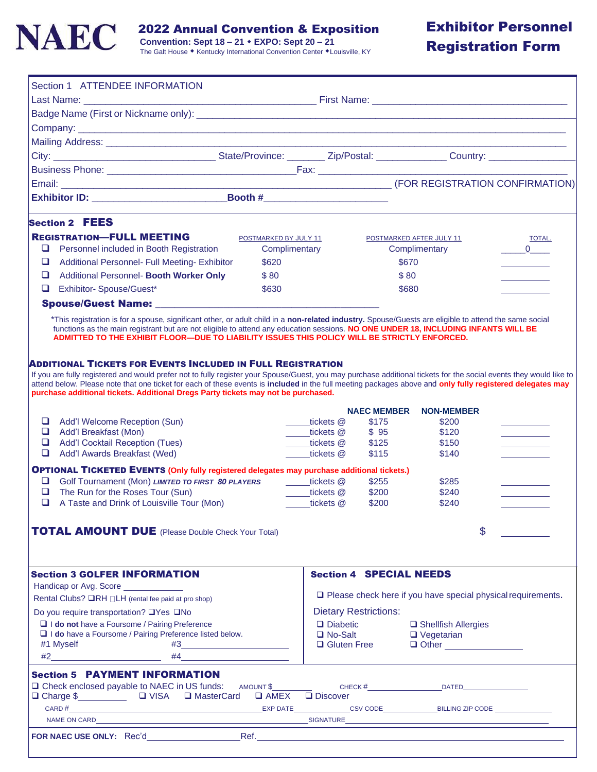# NAEC

## 2022 Annual Convention & Exposition

**Convention: Sept 18 – 21 ◆ EXPO: Sept 20 – 21**

The Galt House ◆ Kentucky International Convention Center ◆ Louisville, KY

# Exhibitor Personnel Registration Form

## Section 1 ATTENDEE INFORMATION

Last Name: ____________________ First Name: ____________________

Badge Name (First or Nickname only): ____________________

Company: ____________________

Mailing Address: ____________________

City: ____________ State/Province: _______ Zip/Postal: ____________ Country: ____________

Business Phone: ____________________ Fax: ____________________

Email: ____________________ (FOR REGISTRATION CONFIRMATION)

**Exhibitor ID:** ____________ **Booth #** ____________

## Section 2 FEES

**REGISTRATION—FULL MEETING**

| | POSTMARKED BY JULY 11 | POSTMARKED AFTER JULY 11 | TOTAL. |
|---|---|---|---|
| ❑ Personnel included in Booth Registration | Complimentary | Complimentary | 0 |
| ❑ Additional Personnel- Full Meeting- Exhibitor | $620 | $670 | |
| ❑ Additional Personnel- **Booth Worker Only** | $ 80 | $ 80 | |
| ❑ Exhibitor- Spouse/Guest* | $630 | $680 | |

**Spouse/Guest Name:** ____________________

*This registration is for a spouse, significant other, or adult child in a **non-related industry.** Spouse/Guests are eligible to attend the same social functions as the main registrant but are not eligible to attend any education sessions. **NO ONE UNDER 18, INCLUDING INFANTS WILL BE ADMITTED TO THE EXHIBIT FLOOR—DUE TO LIABILITY ISSUES THIS POLICY WILL BE STRICTLY ENFORCED.**

**ADDITIONAL TICKETS FOR EVENTS INCLUDED IN FULL REGISTRATION**

If you are fully registered and would prefer not to fully register your Spouse/Guest, you may purchase additional tickets for the social events they would like to attend below. Please note that one ticket for each of these events is **included** in the full meeting packages above and **only fully registered delegates may purchase additional tickets. Additional Dregs Party tickets may not be purchased.**

| | | NAEC MEMBER | NON-MEMBER | |
|---|---|---|---|---|
| ❑ Add'l Welcome Reception (Sun) | _____tickets @ | $200 | $200 | |
| ❑ Add'l Breakfast (Mon) | _____tickets @ | $ 95 | $120 | |
| ❑ Add'l Cocktail Reception (Tues) | _____tickets @ | $125 | $150 | |
| ❑ Add'l Awards Breakfast (Wed) | _____tickets @ | $115 | $140 | |

**OPTIONAL TICKETED EVENTS (Only fully registered delegates may purchase additional tickets.)**

| | | NAEC MEMBER | NON-MEMBER | |
|---|---|---|---|---|
| ❑ Golf Tournament (Mon) ***LIMITED TO FIRST 80 PLAYERS*** | _____tickets @ | $255 | $285 | |
| ❑ The Run for the Roses Tour (Sun) | _____tickets @ | $200 | $240 | |
| ❑ A Taste and Drink of Louisville Tour (Mon) | _____tickets @ | $200 | $240 | |

**TOTAL AMOUNT DUE** (Please Double Check Your Total) $ ________

## Section 3 GOLFER INFORMATION

Handicap or Avg. Score ____________

Rental Clubs? ❑RH ❑LH (rental fee paid at pro shop)

Do you require transportation? ❑Yes ❑No

❑ I **do not** have a Foursome / Pairing Preference

❑ I **do** have a Foursome / Pairing Preference listed below.

#1 Myself #3____________

#2____________ #4____________

## Section 4 SPECIAL NEEDS

❑ Please check here if you have special physical requirements.

Dietary Restrictions:

❑ Diabetic ❑ Shellfish Allergies

❑ No-Salt ❑ Vegetarian

❑ Gluten Free ❑ Other ____________

## Section 5 PAYMENT INFORMATION

❑ Check enclosed payable to NAEC in US funds: AMOUNT $________ CHECK #____________ DATED____________

❑ Charge $__________ ❑ VISA ❑ MasterCard ❑ AMEX ❑ Discover

CARD #____________ EXP DATE________ CSV CODE________ BILLING ZIP CODE________

NAME ON CARD____________ SIGNATURE____________

**FOR NAEC USE ONLY:** Rec'd____________ Ref.____________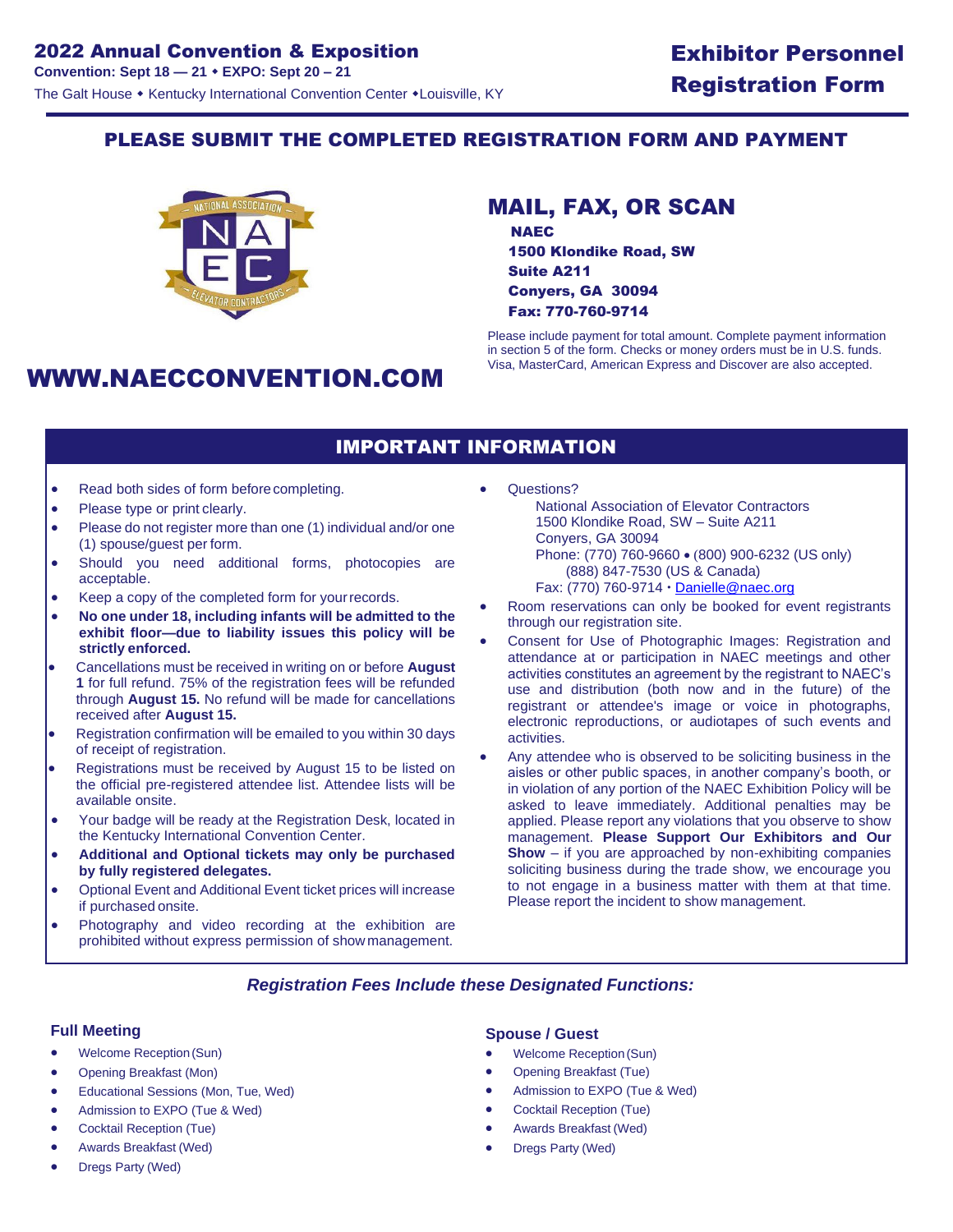# 2022 Annual Convention & Exposition

**Convention: Sept 18 — 21 ⬩ EXPO: Sept 20 – 21**

The Galt House ⬩ Kentucky International Convention Center ⬩Louisville, KY

# Exhibitor Personnel Registration Form

## PLEASE SUBMIT THE COMPLETED REGISTRATION FORM AND PAYMENT

## MAIL, FAX, OR SCAN

**NAEC**
**1500 Klondike Road, SW**
**Suite A211**
**Conyers, GA 30094**
**Fax: 770-760-9714**

Please include payment for total amount. Complete payment information in section 5 of the form. Checks or money orders must be in U.S. funds. Visa, MasterCard, American Express and Discover are also accepted.

## WWW.NAECCONVENTION.COM

## IMPORTANT INFORMATION

- Read both sides of form before completing.
- Please type or print clearly.
- Please do not register more than one (1) individual and/or one (1) spouse/guest per form.
- Should you need additional forms, photocopies are acceptable.
- Keep a copy of the completed form for your records.
- **No one under 18, including infants will be admitted to the exhibit floor—due to liability issues this policy will be strictly enforced.**
- Cancellations must be received in writing on or before **August 1** for full refund. 75% of the registration fees will be refunded through **August 15.** No refund will be made for cancellations received after **August 15.**
- Registration confirmation will be emailed to you within 30 days of receipt of registration.
- Registrations must be received by August 15 to be listed on the official pre-registered attendee list. Attendee lists will be available onsite.
- Your badge will be ready at the Registration Desk, located in the Kentucky International Convention Center.
- **Additional and Optional tickets may only be purchased by fully registered delegates.**
- Optional Event and Additional Event ticket prices will increase if purchased onsite.
- Photography and video recording at the exhibition are prohibited without express permission of show management.
- Questions?
  National Association of Elevator Contractors
  1500 Klondike Road, SW – Suite A211
  Conyers, GA 30094
  Phone: (770) 760-9660 • (800) 900-6232 (US only)
  (888) 847-7530 (US & Canada)
  Fax: (770) 760-9714 • Danielle@naec.org
- Room reservations can only be booked for event registrants through our registration site.
- Consent for Use of Photographic Images: Registration and attendance at or participation in NAEC meetings and other activities constitutes an agreement by the registrant to NAEC's use and distribution (both now and in the future) of the registrant or attendee's image or voice in photographs, electronic reproductions, or audiotapes of such events and activities.
- Any attendee who is observed to be soliciting business in the aisles or other public spaces, in another company's booth, or in violation of any portion of the NAEC Exhibition Policy will be asked to leave immediately. Additional penalties may be applied. Please report any violations that you observe to show management. **Please Support Our Exhibitors and Our Show** – if you are approached by non-exhibiting companies soliciting business during the trade show, we encourage you to not engage in a business matter with them at that time. Please report the incident to show management.

### *Registration Fees Include these Designated Functions:*

**Full Meeting**

- Welcome Reception (Sun)
- Opening Breakfast (Mon)
- Educational Sessions (Mon, Tue, Wed)
- Admission to EXPO (Tue & Wed)
- Cocktail Reception (Tue)
- Awards Breakfast (Wed)
- Dregs Party (Wed)

**Spouse / Guest**

- Welcome Reception (Sun)
- Opening Breakfast (Tue)
- Admission to EXPO (Tue & Wed)
- Cocktail Reception (Tue)
- Awards Breakfast (Wed)
- Dregs Party (Wed)